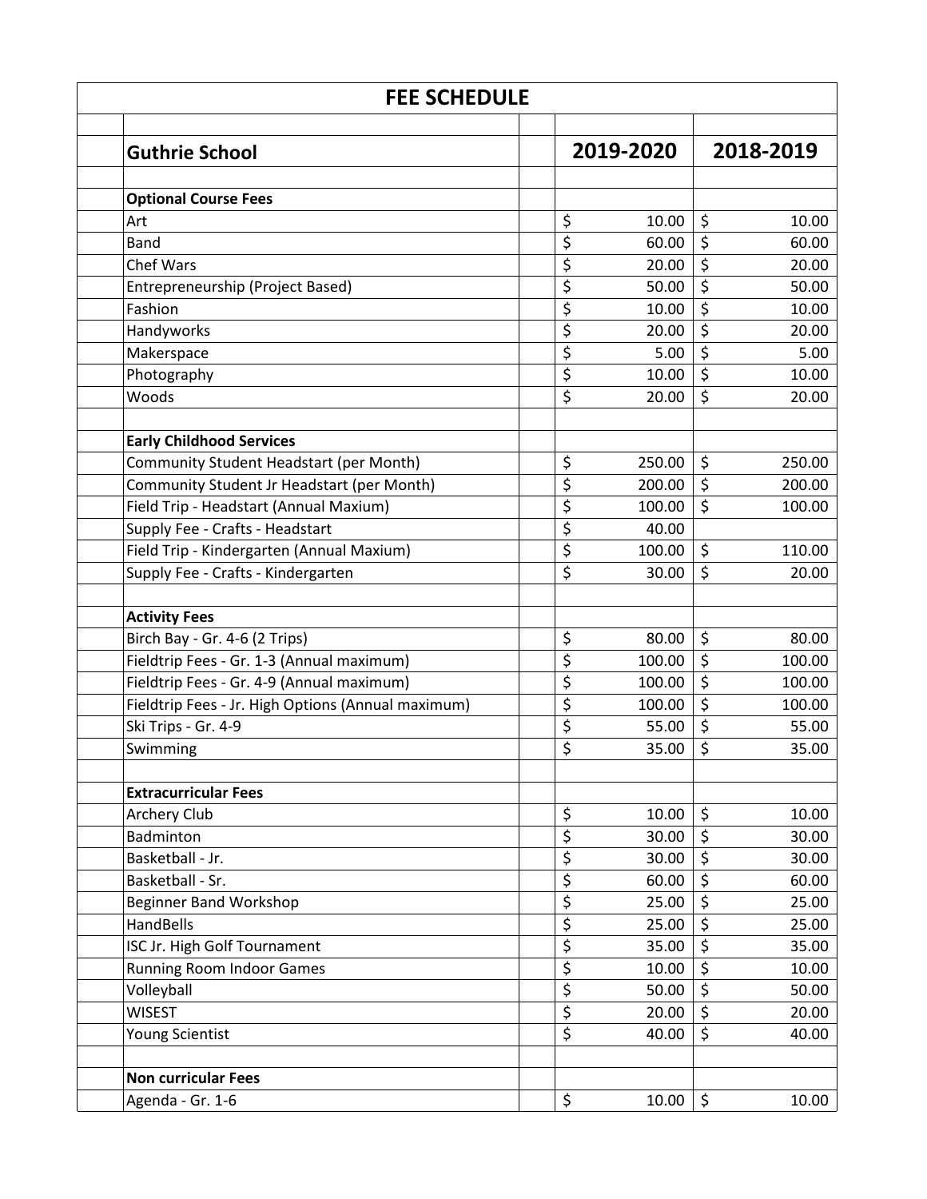# FEE SCHEDULE

| Guthrie School | 2019-2020 | 2018-2019 |
|---|---|---|
| **Optional Course Fees** | | |
| Art | $ 10.00 | $ 10.00 |
| Band | $ 60.00 | $ 60.00 |
| Chef Wars | $ 20.00 | $ 20.00 |
| Entrepreneurship (Project Based) | $ 50.00 | $ 50.00 |
| Fashion | $ 10.00 | $ 10.00 |
| Handyworks | $ 20.00 | $ 20.00 |
| Makerspace | $ 5.00 | $ 5.00 |
| Photography | $ 10.00 | $ 10.00 |
| Woods | $ 20.00 | $ 20.00 |
| | | |
| **Early Childhood Services** | | |
| Community Student Headstart (per Month) | $ 250.00 | $ 250.00 |
| Community Student Jr Headstart (per Month) | $ 200.00 | $ 200.00 |
| Field Trip - Headstart (Annual Maxium) | $ 100.00 | $ 100.00 |
| Supply Fee - Crafts - Headstart | $ 40.00 | |
| Field Trip - Kindergarten (Annual Maxium) | $ 100.00 | $ 110.00 |
| Supply Fee - Crafts - Kindergarten | $ 30.00 | $ 20.00 |
| | | |
| **Activity Fees** | | |
| Birch Bay - Gr. 4-6 (2 Trips) | $ 80.00 | $ 80.00 |
| Fieldtrip Fees - Gr. 1-3 (Annual maximum) | $ 100.00 | $ 100.00 |
| Fieldtrip Fees - Gr. 4-9 (Annual maximum) | $ 100.00 | $ 100.00 |
| Fieldtrip Fees - Jr. High Options (Annual maximum) | $ 100.00 | $ 100.00 |
| Ski Trips - Gr. 4-9 | $ 55.00 | $ 55.00 |
| Swimming | $ 35.00 | $ 35.00 |
| | | |
| **Extracurricular Fees** | | |
| Archery Club | $ 10.00 | $ 10.00 |
| Badminton | $ 30.00 | $ 30.00 |
| Basketball - Jr. | $ 30.00 | $ 30.00 |
| Basketball - Sr. | $ 60.00 | $ 60.00 |
| Beginner Band Workshop | $ 25.00 | $ 25.00 |
| HandBells | $ 25.00 | $ 25.00 |
| ISC Jr. High Golf Tournament | $ 35.00 | $ 35.00 |
| Running Room Indoor Games | $ 10.00 | $ 10.00 |
| Volleyball | $ 50.00 | $ 50.00 |
| WISEST | $ 20.00 | $ 20.00 |
| Young Scientist | $ 40.00 | $ 40.00 |
| | | |
| **Non curricular Fees** | | |
| Agenda - Gr. 1-6 | $ 10.00 | $ 10.00 |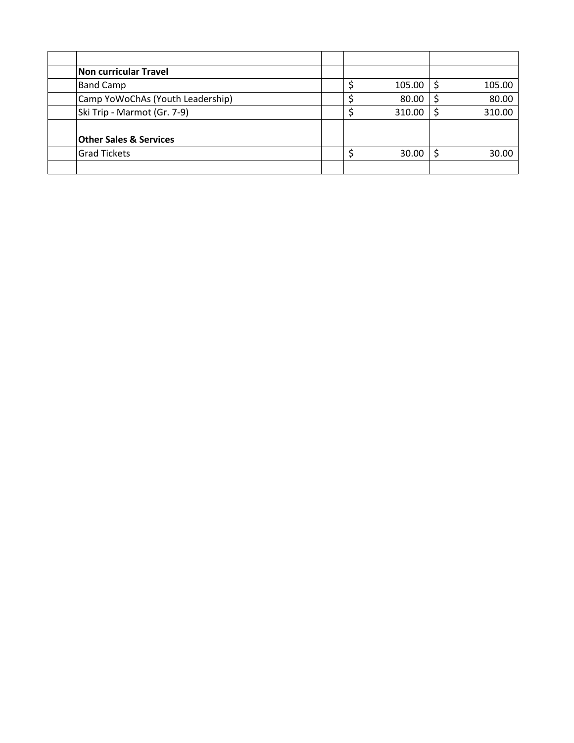| | | | | |
|---|---|---|---|---|
| | | | | |
| | **Non curricular Travel** | | | |
| | Band Camp | | $ 105.00 | $ 105.00 |
| | Camp YoWoChAs (Youth Leadership) | | $ 80.00 | $ 80.00 |
| | Ski Trip - Marmot (Gr. 7-9) | | $ 310.00 | $ 310.00 |
| | | | | |
| | **Other Sales & Services** | | | |
| | Grad Tickets | | $ 30.00 | $ 30.00 |
| | | | | |